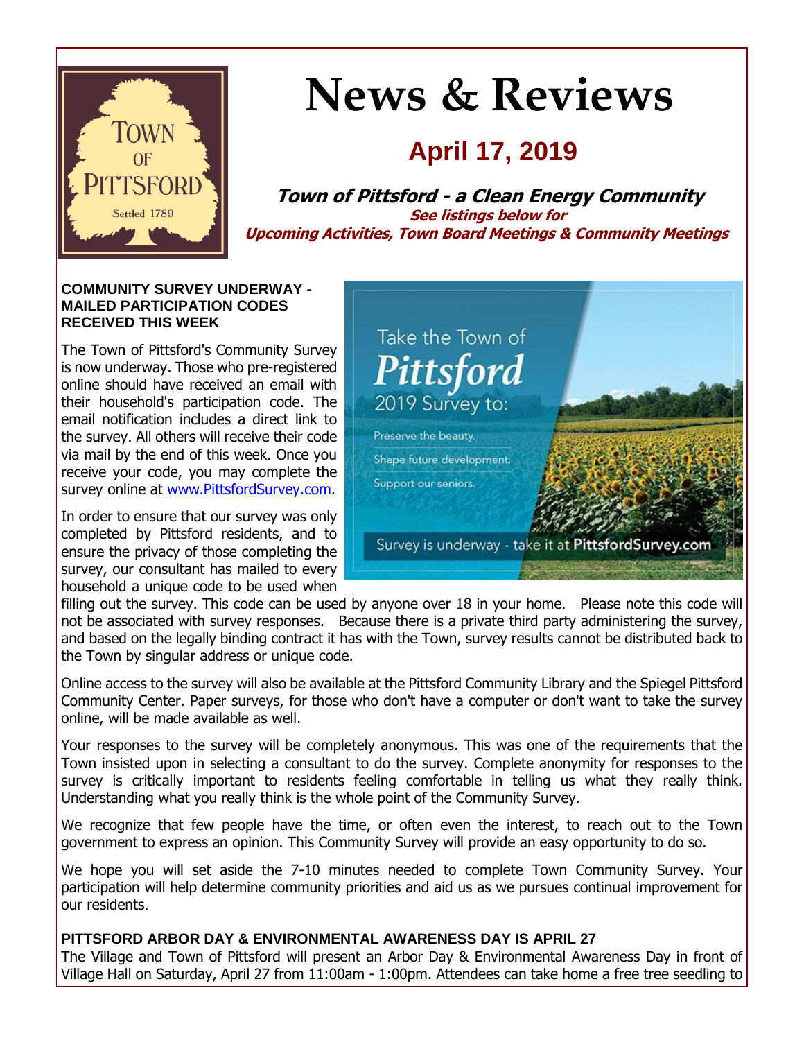# News & Reviews

## April 17, 2019

**Town of Pittsford - a Clean Energy Community**

**See listings below for**
**Upcoming Activities, Town Board Meetings & Community Meetings**

### COMMUNITY SURVEY UNDERWAY - MAILED PARTICIPATION CODES RECEIVED THIS WEEK

The Town of Pittsford's Community Survey is now underway. Those who pre-registered online should have received an email with their household's participation code. The email notification includes a direct link to the survey. All others will receive their code via mail by the end of this week. Once you receive your code, you may complete the survey online at www.PittsfordSurvey.com.

In order to ensure that our survey was only completed by Pittsford residents, and to ensure the privacy of those completing the survey, our consultant has mailed to every household a unique code to be used when filling out the survey. This code can be used by anyone over 18 in your home. Please note this code will not be associated with survey responses. Because there is a private third party administering the survey, and based on the legally binding contract it has with the Town, survey results cannot be distributed back to the Town by singular address or unique code.

Online access to the survey will also be available at the Pittsford Community Library and the Spiegel Pittsford Community Center. Paper surveys, for those who don't have a computer or don't want to take the survey online, will be made available as well.

Your responses to the survey will be completely anonymous. This was one of the requirements that the Town insisted upon in selecting a consultant to do the survey. Complete anonymity for responses to the survey is critically important to residents feeling comfortable in telling us what they really think. Understanding what you really think is the whole point of the Community Survey.

We recognize that few people have the time, or often even the interest, to reach out to the Town government to express an opinion. This Community Survey will provide an easy opportunity to do so.

We hope you will set aside the 7-10 minutes needed to complete Town Community Survey. Your participation will help determine community priorities and aid us as we pursues continual improvement for our residents.

### PITTSFORD ARBOR DAY & ENVIRONMENTAL AWARENESS DAY IS APRIL 27

The Village and Town of Pittsford will present an Arbor Day & Environmental Awareness Day in front of Village Hall on Saturday, April 27 from 11:00am - 1:00pm. Attendees can take home a free tree seedling to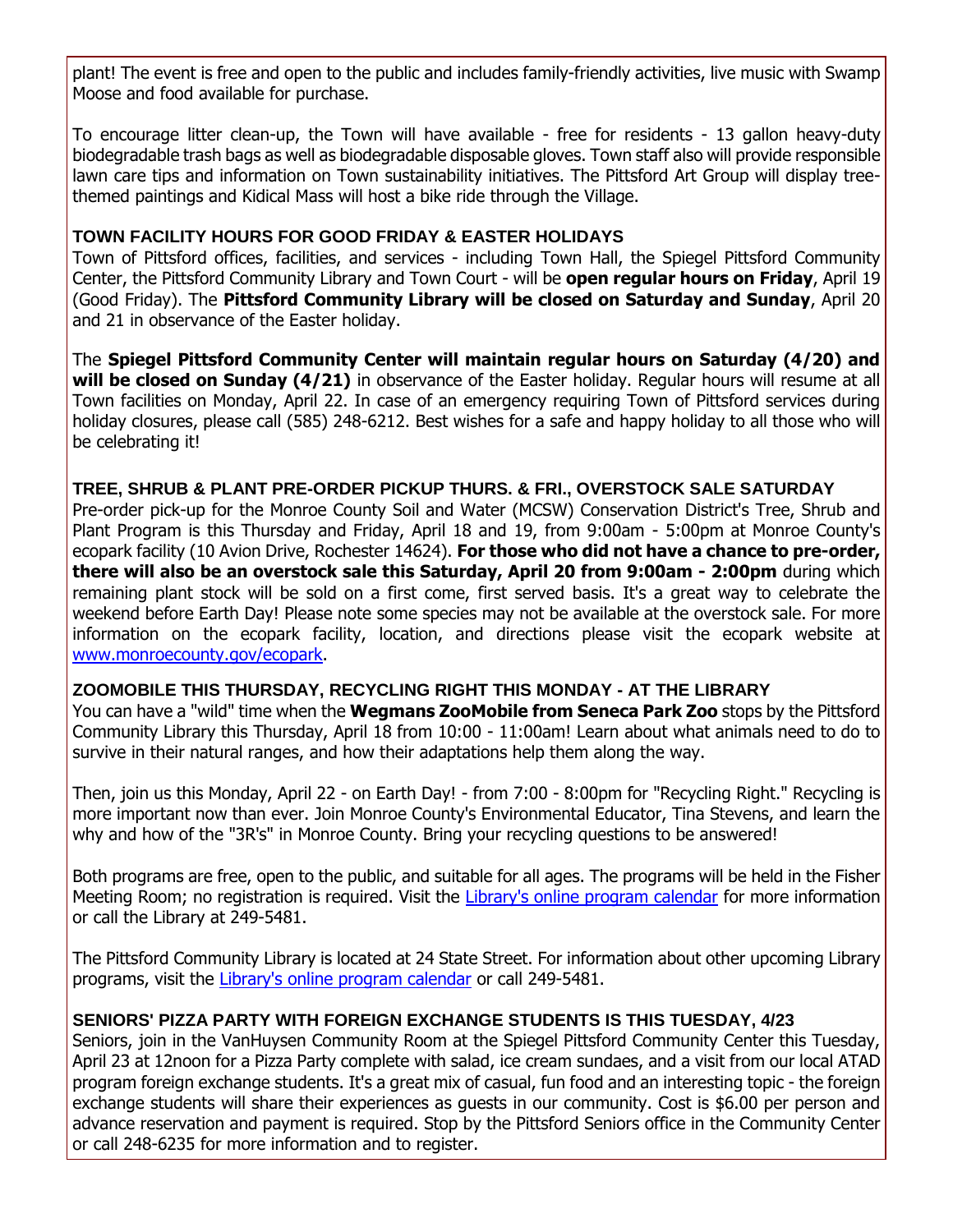plant! The event is free and open to the public and includes family-friendly activities, live music with Swamp Moose and food available for purchase.

To encourage litter clean-up, the Town will have available - free for residents - 13 gallon heavy-duty biodegradable trash bags as well as biodegradable disposable gloves. Town staff also will provide responsible lawn care tips and information on Town sustainability initiatives. The Pittsford Art Group will display tree-themed paintings and Kidical Mass will host a bike ride through the Village.

### TOWN FACILITY HOURS FOR GOOD FRIDAY & EASTER HOLIDAYS

Town of Pittsford offices, facilities, and services - including Town Hall, the Spiegel Pittsford Community Center, the Pittsford Community Library and Town Court - will be **open regular hours on Friday**, April 19 (Good Friday). The **Pittsford Community Library will be closed on Saturday and Sunday**, April 20 and 21 in observance of the Easter holiday.

The **Spiegel Pittsford Community Center will maintain regular hours on Saturday (4/20) and will be closed on Sunday (4/21)** in observance of the Easter holiday. Regular hours will resume at all Town facilities on Monday, April 22. In case of an emergency requiring Town of Pittsford services during holiday closures, please call (585) 248-6212. Best wishes for a safe and happy holiday to all those who will be celebrating it!

### TREE, SHRUB & PLANT PRE-ORDER PICKUP THURS. & FRI., OVERSTOCK SALE SATURDAY

Pre-order pick-up for the Monroe County Soil and Water (MCSW) Conservation District's Tree, Shrub and Plant Program is this Thursday and Friday, April 18 and 19, from 9:00am - 5:00pm at Monroe County's ecopark facility (10 Avion Drive, Rochester 14624). **For those who did not have a chance to pre-order, there will also be an overstock sale this Saturday, April 20 from 9:00am - 2:00pm** during which remaining plant stock will be sold on a first come, first served basis. It's a great way to celebrate the weekend before Earth Day! Please note some species may not be available at the overstock sale. For more information on the ecopark facility, location, and directions please visit the ecopark website at www.monroecounty.gov/ecopark.

### ZOOMOBILE THIS THURSDAY, RECYCLING RIGHT THIS MONDAY - AT THE LIBRARY

You can have a "wild" time when the **Wegmans ZooMobile from Seneca Park Zoo** stops by the Pittsford Community Library this Thursday, April 18 from 10:00 - 11:00am! Learn about what animals need to do to survive in their natural ranges, and how their adaptations help them along the way.

Then, join us this Monday, April 22 - on Earth Day! - from 7:00 - 8:00pm for "Recycling Right." Recycling is more important now than ever. Join Monroe County's Environmental Educator, Tina Stevens, and learn the why and how of the "3R's" in Monroe County. Bring your recycling questions to be answered!

Both programs are free, open to the public, and suitable for all ages. The programs will be held in the Fisher Meeting Room; no registration is required. Visit the Library's online program calendar for more information or call the Library at 249-5481.

The Pittsford Community Library is located at 24 State Street. For information about other upcoming Library programs, visit the Library's online program calendar or call 249-5481.

### SENIORS' PIZZA PARTY WITH FOREIGN EXCHANGE STUDENTS IS THIS TUESDAY, 4/23

Seniors, join in the VanHuysen Community Room at the Spiegel Pittsford Community Center this Tuesday, April 23 at 12noon for a Pizza Party complete with salad, ice cream sundaes, and a visit from our local ATAD program foreign exchange students. It's a great mix of casual, fun food and an interesting topic - the foreign exchange students will share their experiences as guests in our community. Cost is $6.00 per person and advance reservation and payment is required. Stop by the Pittsford Seniors office in the Community Center or call 248-6235 for more information and to register.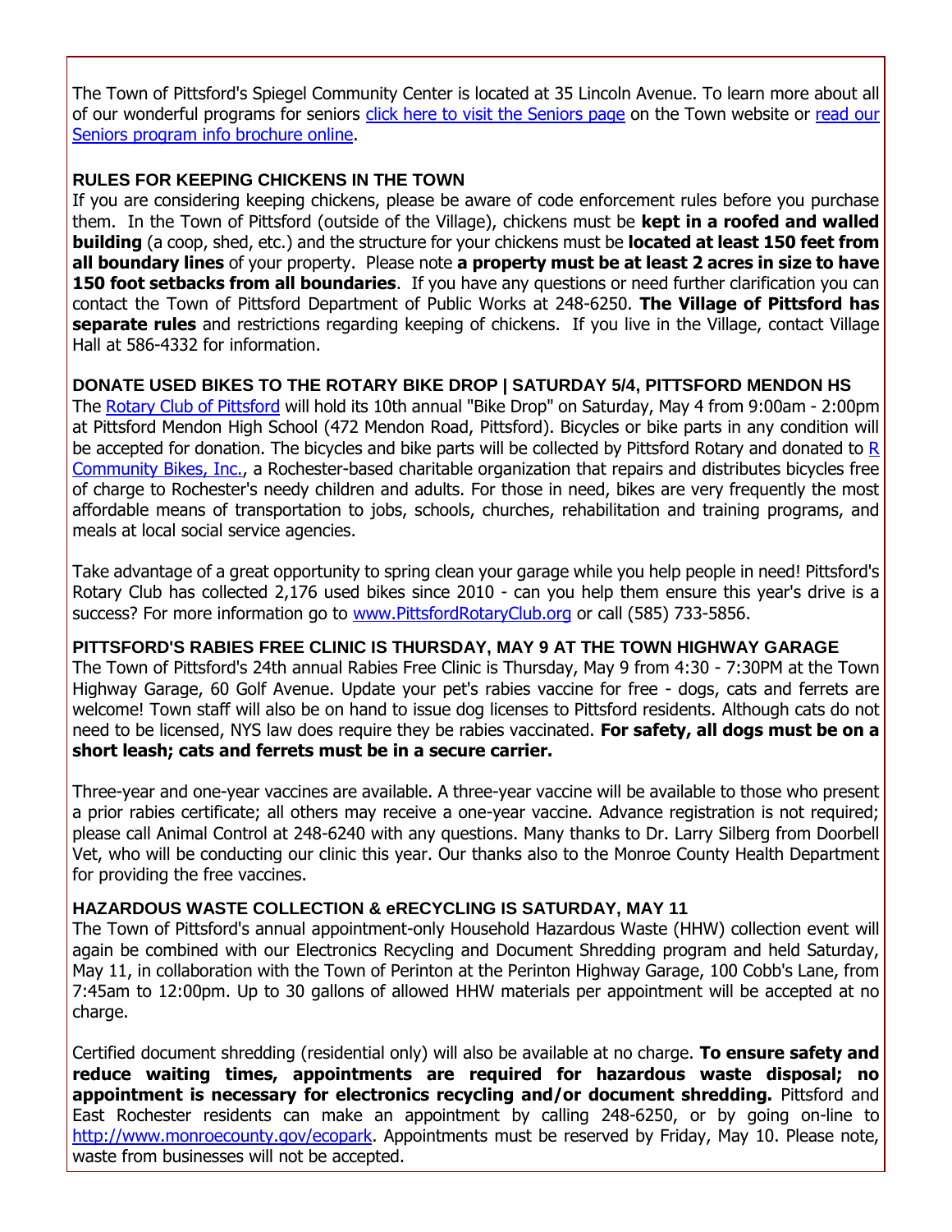The Town of Pittsford's Spiegel Community Center is located at 35 Lincoln Avenue. To learn more about all of our wonderful programs for seniors [click here to visit the Seniors page] on the Town website or [read our Seniors program info brochure online].

**RULES FOR KEEPING CHICKENS IN THE TOWN**

If you are considering keeping chickens, please be aware of code enforcement rules before you purchase them. In the Town of Pittsford (outside of the Village), chickens must be **kept in a roofed and walled building** (a coop, shed, etc.) and the structure for your chickens must be **located at least 150 feet from all boundary lines** of your property. Please note **a property must be at least 2 acres in size to have 150 foot setbacks from all boundaries**. If you have any questions or need further clarification you can contact the Town of Pittsford Department of Public Works at 248-6250. **The Village of Pittsford has separate rules** and restrictions regarding keeping of chickens. If you live in the Village, contact Village Hall at 586-4332 for information.

**DONATE USED BIKES TO THE ROTARY BIKE DROP | SATURDAY 5/4, PITTSFORD MENDON HS**

The [Rotary Club of Pittsford] will hold its 10th annual "Bike Drop" on Saturday, May 4 from 9:00am - 2:00pm at Pittsford Mendon High School (472 Mendon Road, Pittsford). Bicycles or bike parts in any condition will be accepted for donation. The bicycles and bike parts will be collected by Pittsford Rotary and donated to [R Community Bikes, Inc.], a Rochester-based charitable organization that repairs and distributes bicycles free of charge to Rochester's needy children and adults. For those in need, bikes are very frequently the most affordable means of transportation to jobs, schools, churches, rehabilitation and training programs, and meals at local social service agencies.

Take advantage of a great opportunity to spring clean your garage while you help people in need! Pittsford's Rotary Club has collected 2,176 used bikes since 2010 - can you help them ensure this year's drive is a success? For more information go to www.PittsfordRotaryClub.org or call (585) 733-5856.

**PITTSFORD'S RABIES FREE CLINIC IS THURSDAY, MAY 9 AT THE TOWN HIGHWAY GARAGE**

The Town of Pittsford's 24th annual Rabies Free Clinic is Thursday, May 9 from 4:30 - 7:30PM at the Town Highway Garage, 60 Golf Avenue. Update your pet's rabies vaccine for free - dogs, cats and ferrets are welcome! Town staff will also be on hand to issue dog licenses to Pittsford residents. Although cats do not need to be licensed, NYS law does require they be rabies vaccinated. **For safety, all dogs must be on a short leash; cats and ferrets must be in a secure carrier.**

Three-year and one-year vaccines are available. A three-year vaccine will be available to those who present a prior rabies certificate; all others may receive a one-year vaccine. Advance registration is not required; please call Animal Control at 248-6240 with any questions. Many thanks to Dr. Larry Silberg from Doorbell Vet, who will be conducting our clinic this year. Our thanks also to the Monroe County Health Department for providing the free vaccines.

**HAZARDOUS WASTE COLLECTION & eRECYCLING IS SATURDAY, MAY 11**

The Town of Pittsford's annual appointment-only Household Hazardous Waste (HHW) collection event will again be combined with our Electronics Recycling and Document Shredding program and held Saturday, May 11, in collaboration with the Town of Perinton at the Perinton Highway Garage, 100 Cobb's Lane, from 7:45am to 12:00pm. Up to 30 gallons of allowed HHW materials per appointment will be accepted at no charge.

Certified document shredding (residential only) will also be available at no charge. **To ensure safety and reduce waiting times, appointments are required for hazardous waste disposal; no appointment is necessary for electronics recycling and/or document shredding.** Pittsford and East Rochester residents can make an appointment by calling 248-6250, or by going on-line to http://www.monroecounty.gov/ecopark. Appointments must be reserved by Friday, May 10. Please note, waste from businesses will not be accepted.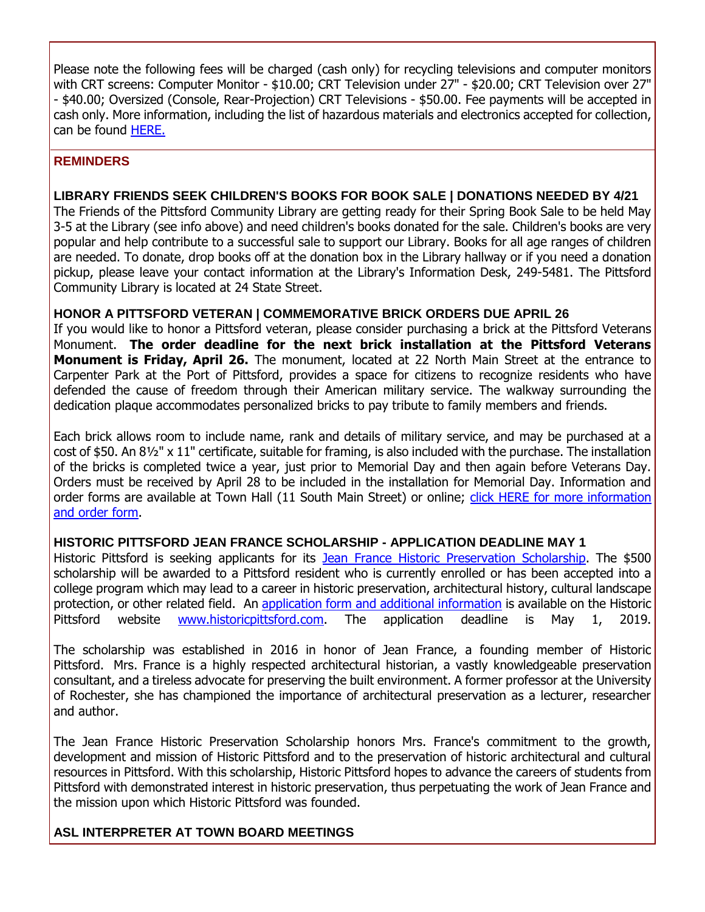Please note the following fees will be charged (cash only) for recycling televisions and computer monitors with CRT screens: Computer Monitor - $10.00; CRT Television under 27" - $20.00; CRT Television over 27" - $40.00; Oversized (Console, Rear-Projection) CRT Televisions - $50.00. Fee payments will be accepted in cash only. More information, including the list of hazardous materials and electronics accepted for collection, can be found HERE.

## REMINDERS

### LIBRARY FRIENDS SEEK CHILDREN'S BOOKS FOR BOOK SALE | DONATIONS NEEDED BY 4/21

The Friends of the Pittsford Community Library are getting ready for their Spring Book Sale to be held May 3-5 at the Library (see info above) and need children's books donated for the sale. Children's books are very popular and help contribute to a successful sale to support our Library. Books for all age ranges of children are needed. To donate, drop books off at the donation box in the Library hallway or if you need a donation pickup, please leave your contact information at the Library's Information Desk, 249-5481. The Pittsford Community Library is located at 24 State Street.

### HONOR A PITTSFORD VETERAN | COMMEMORATIVE BRICK ORDERS DUE APRIL 26

If you would like to honor a Pittsford veteran, please consider purchasing a brick at the Pittsford Veterans Monument. **The order deadline for the next brick installation at the Pittsford Veterans Monument is Friday, April 26.** The monument, located at 22 North Main Street at the entrance to Carpenter Park at the Port of Pittsford, provides a space for citizens to recognize residents who have defended the cause of freedom through their American military service. The walkway surrounding the dedication plaque accommodates personalized bricks to pay tribute to family members and friends.

Each brick allows room to include name, rank and details of military service, and may be purchased at a cost of $50. An 8½" x 11" certificate, suitable for framing, is also included with the purchase. The installation of the bricks is completed twice a year, just prior to Memorial Day and then again before Veterans Day. Orders must be received by April 28 to be included in the installation for Memorial Day. Information and order forms are available at Town Hall (11 South Main Street) or online; click HERE for more information and order form.

### HISTORIC PITTSFORD JEAN FRANCE SCHOLARSHIP - APPLICATION DEADLINE MAY 1

Historic Pittsford is seeking applicants for its Jean France Historic Preservation Scholarship. The $500 scholarship will be awarded to a Pittsford resident who is currently enrolled or has been accepted into a college program which may lead to a career in historic preservation, architectural history, cultural landscape protection, or other related field. An application form and additional information is available on the Historic Pittsford website www.historicpittsford.com. The application deadline is May 1, 2019.

The scholarship was established in 2016 in honor of Jean France, a founding member of Historic Pittsford. Mrs. France is a highly respected architectural historian, a vastly knowledgeable preservation consultant, and a tireless advocate for preserving the built environment. A former professor at the University of Rochester, she has championed the importance of architectural preservation as a lecturer, researcher and author.

The Jean France Historic Preservation Scholarship honors Mrs. France's commitment to the growth, development and mission of Historic Pittsford and to the preservation of historic architectural and cultural resources in Pittsford. With this scholarship, Historic Pittsford hopes to advance the careers of students from Pittsford with demonstrated interest in historic preservation, thus perpetuating the work of Jean France and the mission upon which Historic Pittsford was founded.

### ASL INTERPRETER AT TOWN BOARD MEETINGS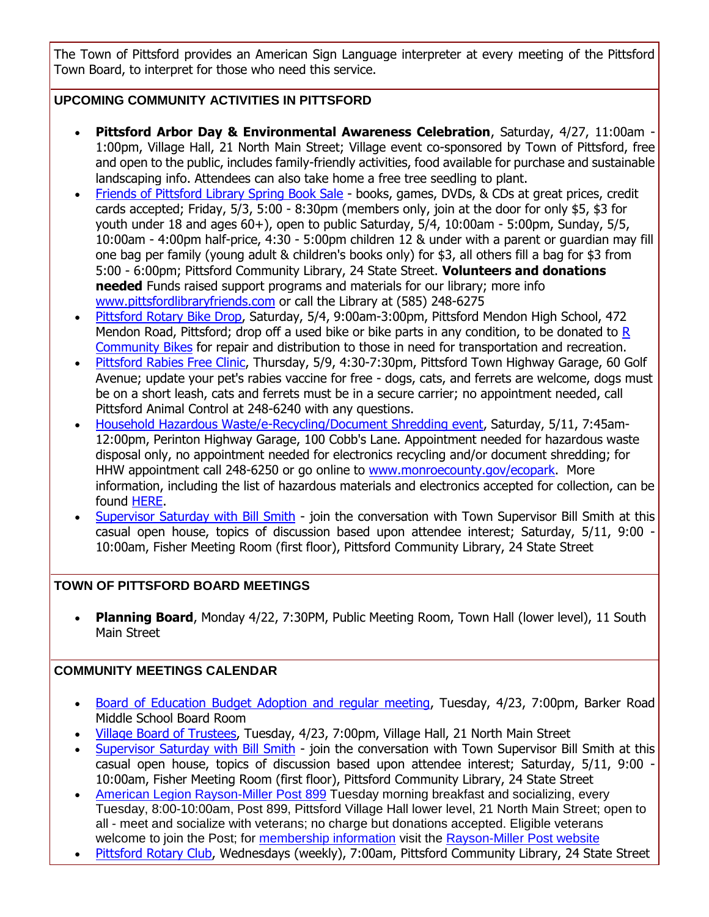The Town of Pittsford provides an American Sign Language interpreter at every meeting of the Pittsford Town Board, to interpret for those who need this service.

## UPCOMING COMMUNITY ACTIVITIES IN PITTSFORD

- **Pittsford Arbor Day & Environmental Awareness Celebration**, Saturday, 4/27, 11:00am - 1:00pm, Village Hall, 21 North Main Street; Village event co-sponsored by Town of Pittsford, free and open to the public, includes family-friendly activities, food available for purchase and sustainable landscaping info. Attendees can also take home a free tree seedling to plant.
- Friends of Pittsford Library Spring Book Sale - books, games, DVDs, & CDs at great prices, credit cards accepted; Friday, 5/3, 5:00 - 8:30pm (members only, join at the door for only $5, $3 for youth under 18 and ages 60+), open to public Saturday, 5/4, 10:00am - 5:00pm, Sunday, 5/5, 10:00am - 4:00pm half-price, 4:30 - 5:00pm children 12 & under with a parent or guardian may fill one bag per family (young adult & children's books only) for $3, all others fill a bag for $3 from 5:00 - 6:00pm; Pittsford Community Library, 24 State Street. **Volunteers and donations needed** Funds raised support programs and materials for our library; more info www.pittsfordlibraryfriends.com or call the Library at (585) 248-6275
- Pittsford Rotary Bike Drop, Saturday, 5/4, 9:00am-3:00pm, Pittsford Mendon High School, 472 Mendon Road, Pittsford; drop off a used bike or bike parts in any condition, to be donated to R Community Bikes for repair and distribution to those in need for transportation and recreation.
- Pittsford Rabies Free Clinic, Thursday, 5/9, 4:30-7:30pm, Pittsford Town Highway Garage, 60 Golf Avenue; update your pet's rabies vaccine for free - dogs, cats, and ferrets are welcome, dogs must be on a short leash, cats and ferrets must be in a secure carrier; no appointment needed, call Pittsford Animal Control at 248-6240 with any questions.
- Household Hazardous Waste/e-Recycling/Document Shredding event, Saturday, 5/11, 7:45am-12:00pm, Perinton Highway Garage, 100 Cobb's Lane. Appointment needed for hazardous waste disposal only, no appointment needed for electronics recycling and/or document shredding; for HHW appointment call 248-6250 or go online to www.monroecounty.gov/ecopark. More information, including the list of hazardous materials and electronics accepted for collection, can be found HERE.
- Supervisor Saturday with Bill Smith - join the conversation with Town Supervisor Bill Smith at this casual open house, topics of discussion based upon attendee interest; Saturday, 5/11, 9:00 - 10:00am, Fisher Meeting Room (first floor), Pittsford Community Library, 24 State Street

## TOWN OF PITTSFORD BOARD MEETINGS

- **Planning Board**, Monday 4/22, 7:30PM, Public Meeting Room, Town Hall (lower level), 11 South Main Street

## COMMUNITY MEETINGS CALENDAR

- Board of Education Budget Adoption and regular meeting, Tuesday, 4/23, 7:00pm, Barker Road Middle School Board Room
- Village Board of Trustees, Tuesday, 4/23, 7:00pm, Village Hall, 21 North Main Street
- Supervisor Saturday with Bill Smith - join the conversation with Town Supervisor Bill Smith at this casual open house, topics of discussion based upon attendee interest; Saturday, 5/11, 9:00 - 10:00am, Fisher Meeting Room (first floor), Pittsford Community Library, 24 State Street
- American Legion Rayson-Miller Post 899 Tuesday morning breakfast and socializing, every Tuesday, 8:00-10:00am, Post 899, Pittsford Village Hall lower level, 21 North Main Street; open to all - meet and socialize with veterans; no charge but donations accepted. Eligible veterans welcome to join the Post; for membership information visit the Rayson-Miller Post website
- Pittsford Rotary Club, Wednesdays (weekly), 7:00am, Pittsford Community Library, 24 State Street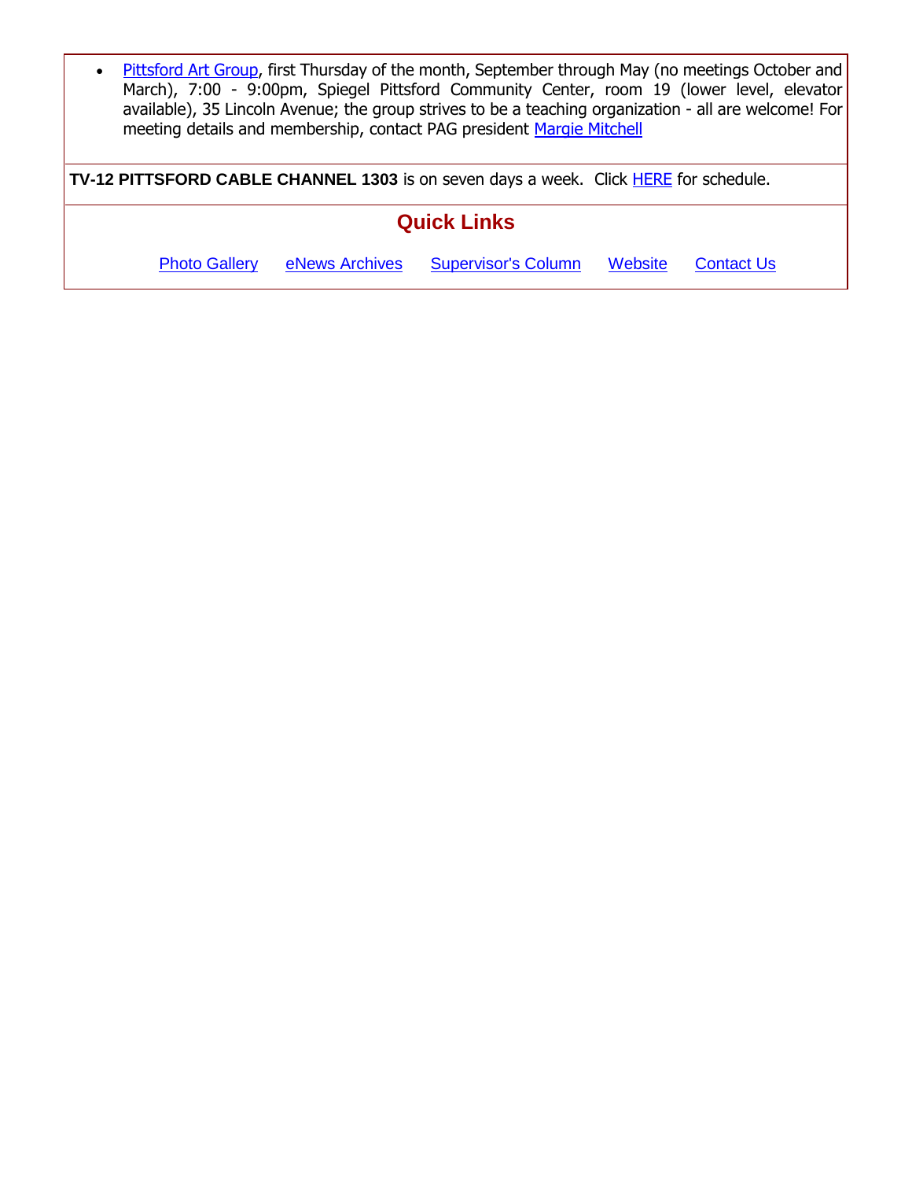- Pittsford Art Group, first Thursday of the month, September through May (no meetings October and March), 7:00 - 9:00pm, Spiegel Pittsford Community Center, room 19 (lower level, elevator available), 35 Lincoln Avenue; the group strives to be a teaching organization - all are welcome! For meeting details and membership, contact PAG president Margie Mitchell

**TV-12 PITTSFORD CABLE CHANNEL 1303** is on seven days a week. Click HERE for schedule.

## Quick Links

Photo Gallery eNews Archives Supervisor's Column Website Contact Us